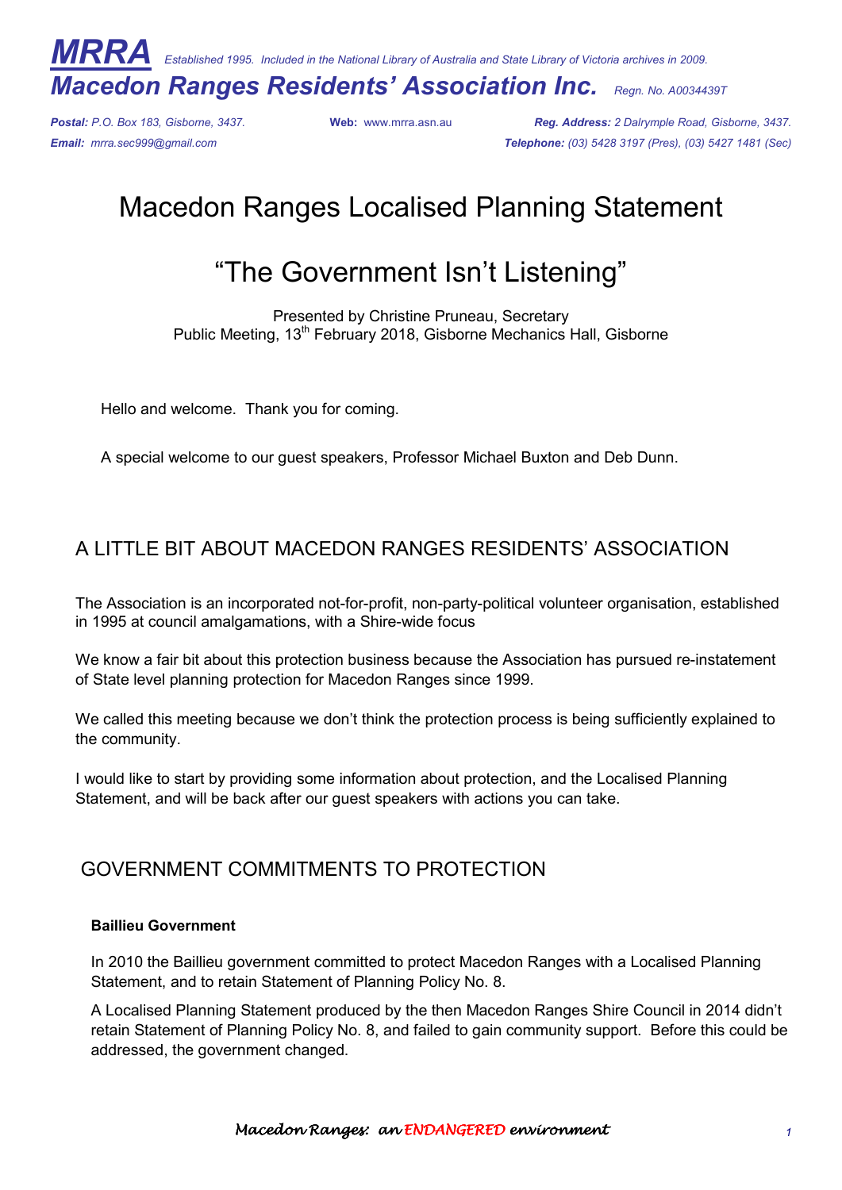**MRRA** *Established 1995. Included in the National Library of Australia and State Library of Victoria archives in 2009.*

**Macedon Ranges Residents' Association Inc.** *Regn. No. A0034439T*

***Postal:*** *P.O. Box 183, Gisborne, 3437.* **Web:** www.mrra.asn.au ***Reg. Address:*** *2 Dalrymple Road, Gisborne, 3437.*
***Email:*** *mrra.sec999@gmail.com* ***Telephone:*** *(03) 5428 3197 (Pres), (03) 5427 1481 (Sec)*

# Macedon Ranges Localised Planning Statement

# "The Government Isn't Listening"

Presented by Christine Pruneau, Secretary
Public Meeting, 13th February 2018, Gisborne Mechanics Hall, Gisborne

Hello and welcome. Thank you for coming.

A special welcome to our guest speakers, Professor Michael Buxton and Deb Dunn.

## A LITTLE BIT ABOUT MACEDON RANGES RESIDENTS' ASSOCIATION

The Association is an incorporated not-for-profit, non-party-political volunteer organisation, established in 1995 at council amalgamations, with a Shire-wide focus

We know a fair bit about this protection business because the Association has pursued re-instatement of State level planning protection for Macedon Ranges since 1999.

We called this meeting because we don't think the protection process is being sufficiently explained to the community.

I would like to start by providing some information about protection, and the Localised Planning Statement, and will be back after our guest speakers with actions you can take.

## GOVERNMENT COMMITMENTS TO PROTECTION

### Baillieu Government

In 2010 the Baillieu government committed to protect Macedon Ranges with a Localised Planning Statement, and to retain Statement of Planning Policy No. 8.

A Localised Planning Statement produced by the then Macedon Ranges Shire Council in 2014 didn't retain Statement of Planning Policy No. 8, and failed to gain community support. Before this could be addressed, the government changed.

*Macedon Ranges: an ENDANGERED environment*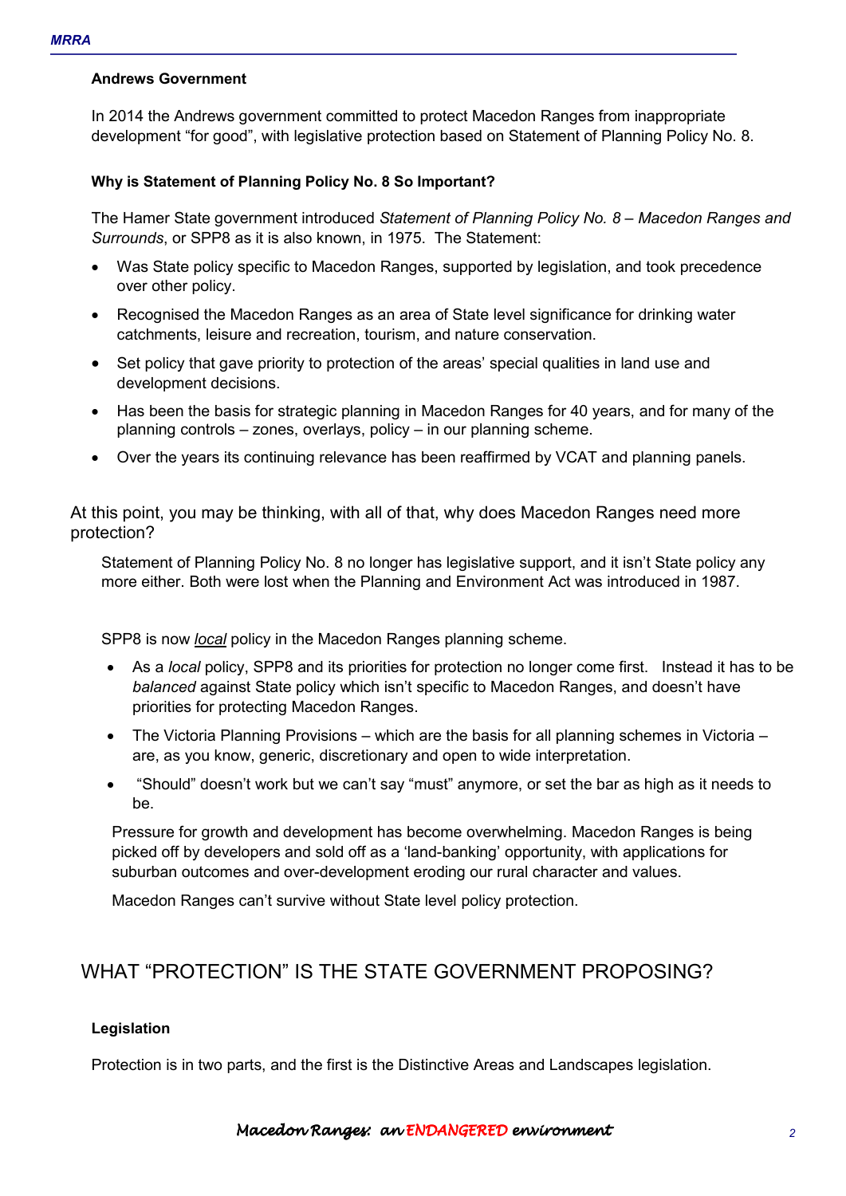**Andrews Government**

In 2014 the Andrews government committed to protect Macedon Ranges from inappropriate development "for good", with legislative protection based on Statement of Planning Policy No. 8.

**Why is Statement of Planning Policy No. 8 So Important?**

The Hamer State government introduced *Statement of Planning Policy No. 8 – Macedon Ranges and Surrounds*, or SPP8 as it is also known, in 1975. The Statement:

- Was State policy specific to Macedon Ranges, supported by legislation, and took precedence over other policy.
- Recognised the Macedon Ranges as an area of State level significance for drinking water catchments, leisure and recreation, tourism, and nature conservation.
- Set policy that gave priority to protection of the areas' special qualities in land use and development decisions.
- Has been the basis for strategic planning in Macedon Ranges for 40 years, and for many of the planning controls – zones, overlays, policy – in our planning scheme.
- Over the years its continuing relevance has been reaffirmed by VCAT and planning panels.

At this point, you may be thinking, with all of that, why does Macedon Ranges need more protection?

Statement of Planning Policy No. 8 no longer has legislative support, and it isn't State policy any more either. Both were lost when the Planning and Environment Act was introduced in 1987.

SPP8 is now ***local*** policy in the Macedon Ranges planning scheme.

- As a *local* policy, SPP8 and its priorities for protection no longer come first. Instead it has to be *balanced* against State policy which isn't specific to Macedon Ranges, and doesn't have priorities for protecting Macedon Ranges.
- The Victoria Planning Provisions – which are the basis for all planning schemes in Victoria – are, as you know, generic, discretionary and open to wide interpretation.
- "Should" doesn't work but we can't say "must" anymore, or set the bar as high as it needs to be.

Pressure for growth and development has become overwhelming. Macedon Ranges is being picked off by developers and sold off as a 'land-banking' opportunity, with applications for suburban outcomes and over-development eroding our rural character and values.

Macedon Ranges can't survive without State level policy protection.

## WHAT "PROTECTION" IS THE STATE GOVERNMENT PROPOSING?

**Legislation**

Protection is in two parts, and the first is the Distinctive Areas and Landscapes legislation.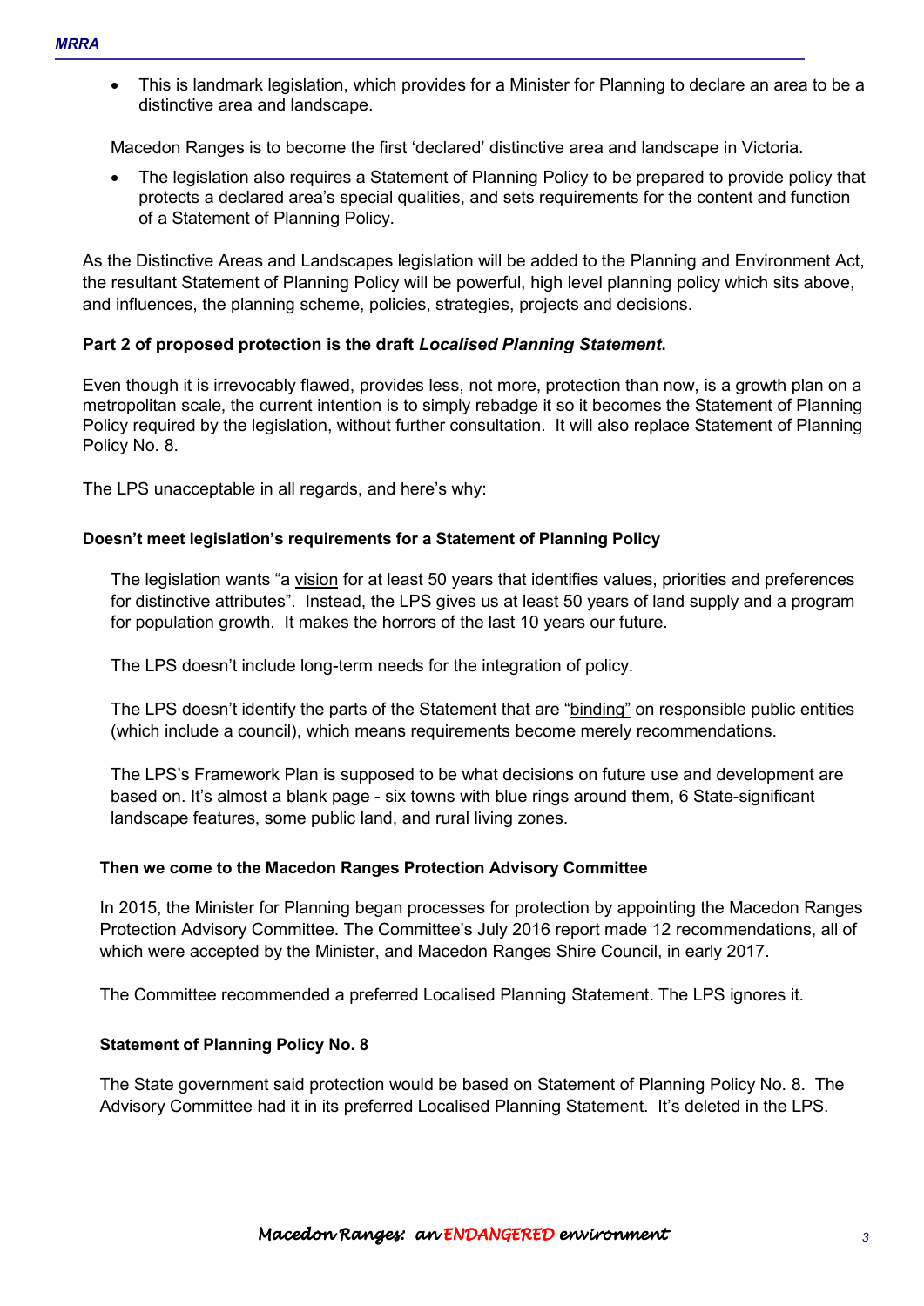- This is landmark legislation, which provides for a Minister for Planning to declare an area to be a distinctive area and landscape.

  Macedon Ranges is to become the first 'declared' distinctive area and landscape in Victoria.

- The legislation also requires a Statement of Planning Policy to be prepared to provide policy that protects a declared area's special qualities, and sets requirements for the content and function of a Statement of Planning Policy.

As the Distinctive Areas and Landscapes legislation will be added to the Planning and Environment Act, the resultant Statement of Planning Policy will be powerful, high level planning policy which sits above, and influences, the planning scheme, policies, strategies, projects and decisions.

**Part 2 of proposed protection is the draft *Localised Planning Statement*.**

Even though it is irrevocably flawed, provides less, not more, protection than now, is a growth plan on a metropolitan scale, the current intention is to simply rebadge it so it becomes the Statement of Planning Policy required by the legislation, without further consultation. It will also replace Statement of Planning Policy No. 8.

The LPS unacceptable in all regards, and here's why:

**Doesn't meet legislation's requirements for a Statement of Planning Policy**

The legislation wants "a vision for at least 50 years that identifies values, priorities and preferences for distinctive attributes". Instead, the LPS gives us at least 50 years of land supply and a program for population growth. It makes the horrors of the last 10 years our future.

The LPS doesn't include long-term needs for the integration of policy.

The LPS doesn't identify the parts of the Statement that are "binding" on responsible public entities (which include a council), which means requirements become merely recommendations.

The LPS's Framework Plan is supposed to be what decisions on future use and development are based on. It's almost a blank page - six towns with blue rings around them, 6 State-significant landscape features, some public land, and rural living zones.

**Then we come to the Macedon Ranges Protection Advisory Committee**

In 2015, the Minister for Planning began processes for protection by appointing the Macedon Ranges Protection Advisory Committee. The Committee's July 2016 report made 12 recommendations, all of which were accepted by the Minister, and Macedon Ranges Shire Council, in early 2017.

The Committee recommended a preferred Localised Planning Statement. The LPS ignores it.

**Statement of Planning Policy No. 8**

The State government said protection would be based on Statement of Planning Policy No. 8. The Advisory Committee had it in its preferred Localised Planning Statement. It's deleted in the LPS.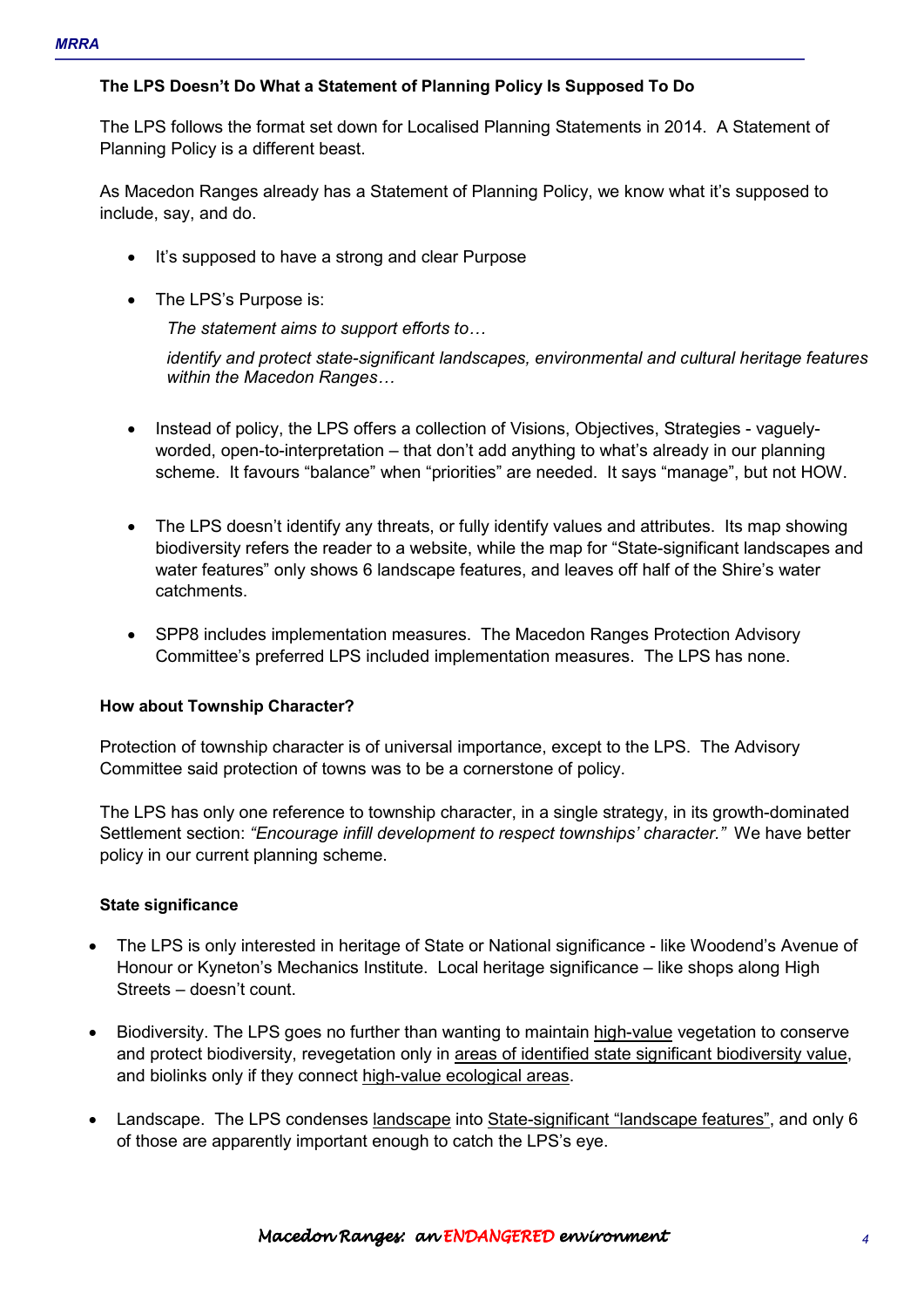**The LPS Doesn't Do What a Statement of Planning Policy Is Supposed To Do**

The LPS follows the format set down for Localised Planning Statements in 2014. A Statement of Planning Policy is a different beast.

As Macedon Ranges already has a Statement of Planning Policy, we know what it's supposed to include, say, and do.

- It's supposed to have a strong and clear Purpose
- The LPS's Purpose is:

  *The statement aims to support efforts to…*

  *identify and protect state-significant landscapes, environmental and cultural heritage features within the Macedon Ranges…*

- Instead of policy, the LPS offers a collection of Visions, Objectives, Strategies - vaguely-worded, open-to-interpretation – that don't add anything to what's already in our planning scheme. It favours "balance" when "priorities" are needed. It says "manage", but not HOW.
- The LPS doesn't identify any threats, or fully identify values and attributes. Its map showing biodiversity refers the reader to a website, while the map for "State-significant landscapes and water features" only shows 6 landscape features, and leaves off half of the Shire's water catchments.
- SPP8 includes implementation measures. The Macedon Ranges Protection Advisory Committee's preferred LPS included implementation measures. The LPS has none.

**How about Township Character?**

Protection of township character is of universal importance, except to the LPS. The Advisory Committee said protection of towns was to be a cornerstone of policy.

The LPS has only one reference to township character, in a single strategy, in its growth-dominated Settlement section: *"Encourage infill development to respect townships' character."* We have better policy in our current planning scheme.

**State significance**

- The LPS is only interested in heritage of State or National significance - like Woodend's Avenue of Honour or Kyneton's Mechanics Institute. Local heritage significance – like shops along High Streets – doesn't count.
- Biodiversity. The LPS goes no further than wanting to maintain <u>high-value</u> vegetation to conserve and protect biodiversity, revegetation only in <u>areas of identified state significant biodiversity value</u>, and biolinks only if they connect <u>high-value ecological areas</u>.
- Landscape. The LPS condenses <u>landscape</u> into <u>State-significant "landscape features"</u>, and only 6 of those are apparently important enough to catch the LPS's eye.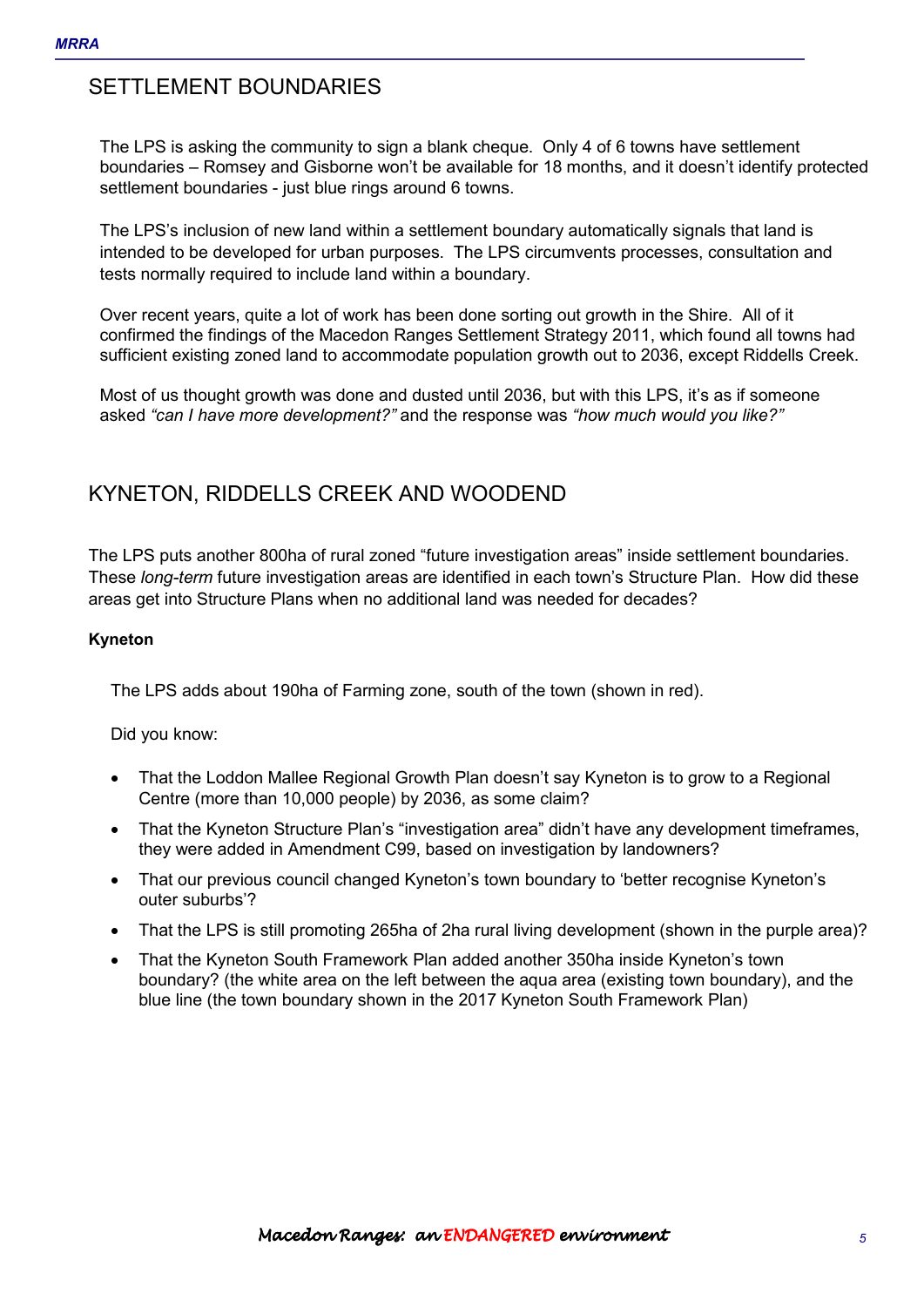## SETTLEMENT BOUNDARIES

The LPS is asking the community to sign a blank cheque. Only 4 of 6 towns have settlement boundaries – Romsey and Gisborne won't be available for 18 months, and it doesn't identify protected settlement boundaries - just blue rings around 6 towns.

The LPS's inclusion of new land within a settlement boundary automatically signals that land is intended to be developed for urban purposes. The LPS circumvents processes, consultation and tests normally required to include land within a boundary.

Over recent years, quite a lot of work has been done sorting out growth in the Shire. All of it confirmed the findings of the Macedon Ranges Settlement Strategy 2011, which found all towns had sufficient existing zoned land to accommodate population growth out to 2036, except Riddells Creek.

Most of us thought growth was done and dusted until 2036, but with this LPS, it's as if someone asked *"can I have more development?"* and the response was *"how much would you like?"*

## KYNETON, RIDDELLS CREEK AND WOODEND

The LPS puts another 800ha of rural zoned "future investigation areas" inside settlement boundaries. These *long-term* future investigation areas are identified in each town's Structure Plan. How did these areas get into Structure Plans when no additional land was needed for decades?

**Kyneton**

The LPS adds about 190ha of Farming zone, south of the town (shown in red).

Did you know:

- That the Loddon Mallee Regional Growth Plan doesn't say Kyneton is to grow to a Regional Centre (more than 10,000 people) by 2036, as some claim?
- That the Kyneton Structure Plan's "investigation area" didn't have any development timeframes, they were added in Amendment C99, based on investigation by landowners?
- That our previous council changed Kyneton's town boundary to 'better recognise Kyneton's outer suburbs'?
- That the LPS is still promoting 265ha of 2ha rural living development (shown in the purple area)?
- That the Kyneton South Framework Plan added another 350ha inside Kyneton's town boundary? (the white area on the left between the aqua area (existing town boundary), and the blue line (the town boundary shown in the 2017 Kyneton South Framework Plan)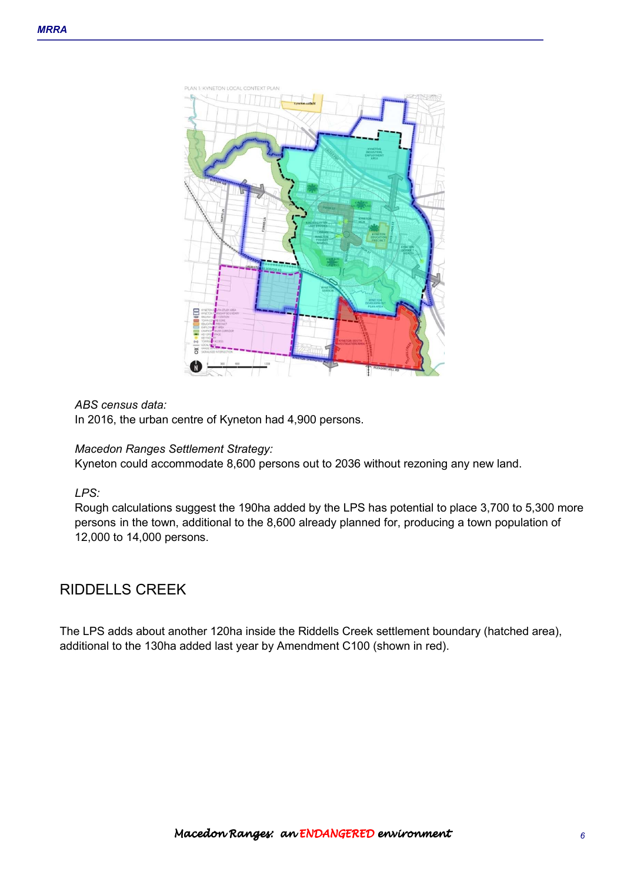*ABS census data:*
In 2016, the urban centre of Kyneton had 4,900 persons.

*Macedon Ranges Settlement Strategy:*
Kyneton could accommodate 8,600 persons out to 2036 without rezoning any new land.

*LPS:*
Rough calculations suggest the 190ha added by the LPS has potential to place 3,700 to 5,300 more persons in the town, additional to the 8,600 already planned for, producing a town population of 12,000 to 14,000 persons.

## RIDDELLS CREEK

The LPS adds about another 120ha inside the Riddells Creek settlement boundary (hatched area), additional to the 130ha added last year by Amendment C100 (shown in red).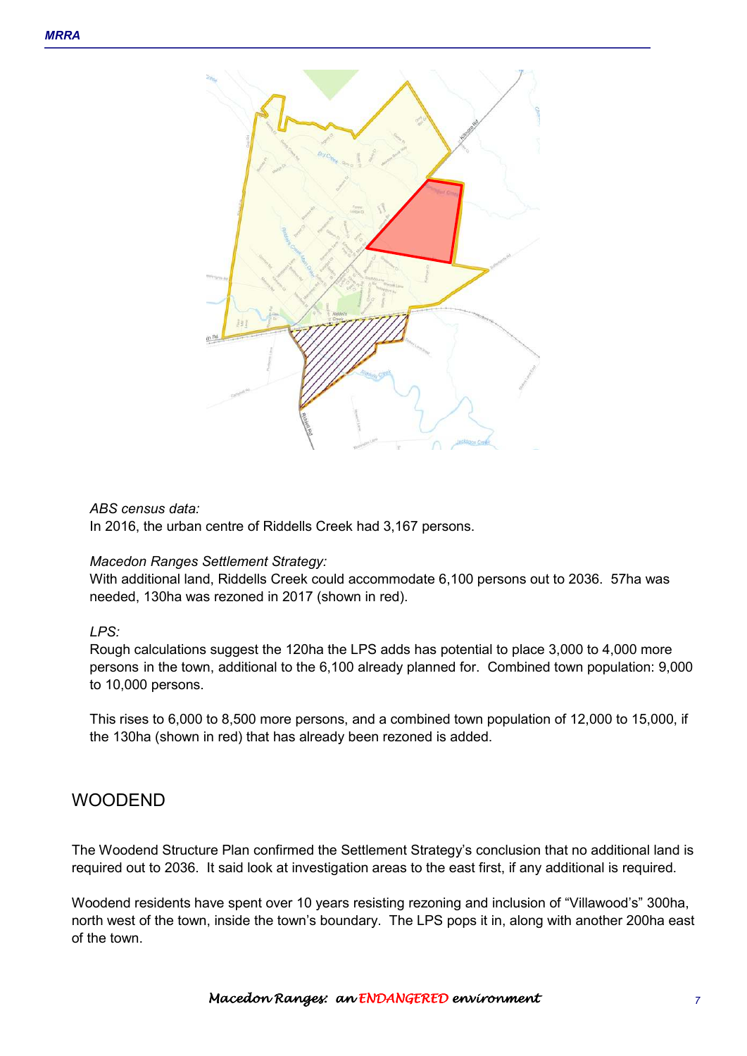*ABS census data:*
In 2016, the urban centre of Riddells Creek had 3,167 persons.

*Macedon Ranges Settlement Strategy:*
With additional land, Riddells Creek could accommodate 6,100 persons out to 2036. 57ha was needed, 130ha was rezoned in 2017 (shown in red).

*LPS:*
Rough calculations suggest the 120ha the LPS adds has potential to place 3,000 to 4,000 more persons in the town, additional to the 6,100 already planned for. Combined town population: 9,000 to 10,000 persons.

This rises to 6,000 to 8,500 more persons, and a combined town population of 12,000 to 15,000, if the 130ha (shown in red) that has already been rezoned is added.

## WOODEND

The Woodend Structure Plan confirmed the Settlement Strategy's conclusion that no additional land is required out to 2036. It said look at investigation areas to the east first, if any additional is required.

Woodend residents have spent over 10 years resisting rezoning and inclusion of "Villawood's" 300ha, north west of the town, inside the town's boundary. The LPS pops it in, along with another 200ha east of the town.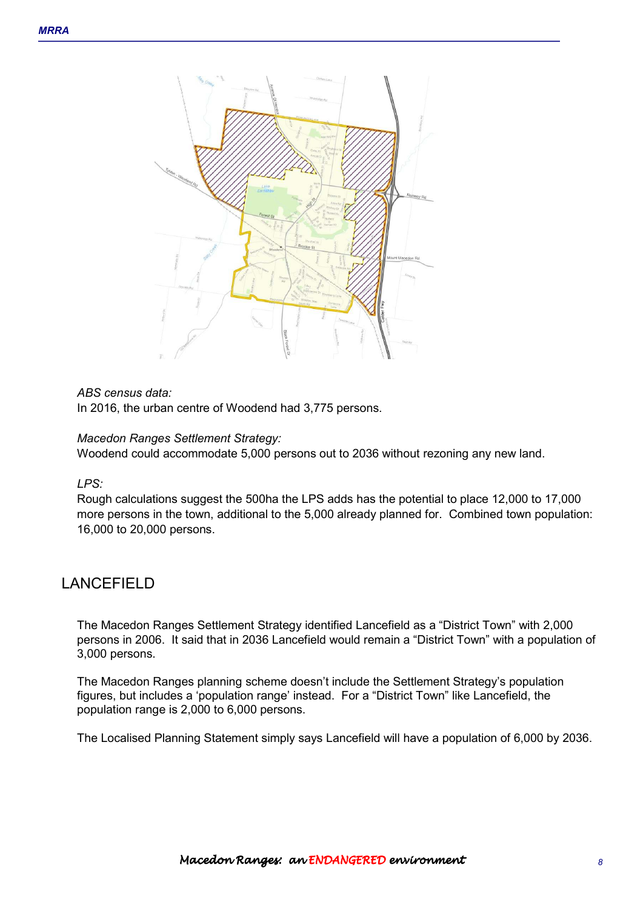*ABS census data:*
In 2016, the urban centre of Woodend had 3,775 persons.

*Macedon Ranges Settlement Strategy:*
Woodend could accommodate 5,000 persons out to 2036 without rezoning any new land.

*LPS:*
Rough calculations suggest the 500ha the LPS adds has the potential to place 12,000 to 17,000 more persons in the town, additional to the 5,000 already planned for. Combined town population: 16,000 to 20,000 persons.

## LANCEFIELD

The Macedon Ranges Settlement Strategy identified Lancefield as a "District Town" with 2,000 persons in 2006. It said that in 2036 Lancefield would remain a "District Town" with a population of 3,000 persons.

The Macedon Ranges planning scheme doesn't include the Settlement Strategy's population figures, but includes a 'population range' instead. For a "District Town" like Lancefield, the population range is 2,000 to 6,000 persons.

The Localised Planning Statement simply says Lancefield will have a population of 6,000 by 2036.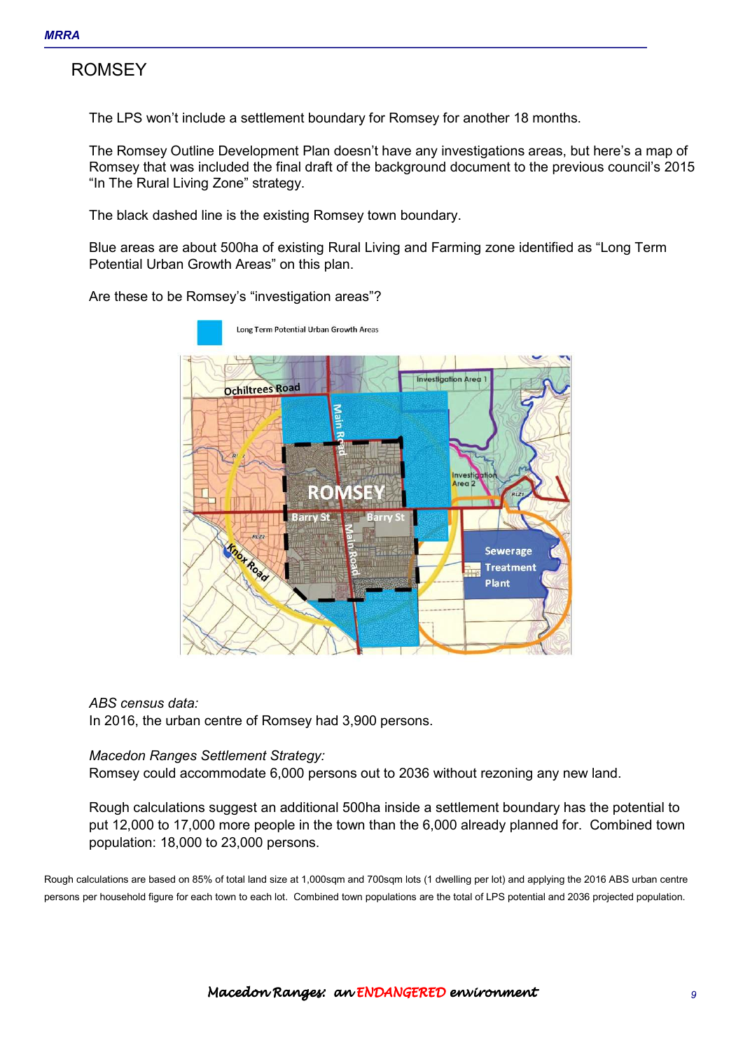# ROMSEY

The LPS won't include a settlement boundary for Romsey for another 18 months.

The Romsey Outline Development Plan doesn't have any investigations areas, but here's a map of Romsey that was included the final draft of the background document to the previous council's 2015 "In The Rural Living Zone" strategy.

The black dashed line is the existing Romsey town boundary.

Blue areas are about 500ha of existing Rural Living and Farming zone identified as "Long Term Potential Urban Growth Areas" on this plan.

Are these to be Romsey's "investigation areas"?

*ABS census data:*
In 2016, the urban centre of Romsey had 3,900 persons.

*Macedon Ranges Settlement Strategy:*
Romsey could accommodate 6,000 persons out to 2036 without rezoning any new land.

Rough calculations suggest an additional 500ha inside a settlement boundary has the potential to put 12,000 to 17,000 more people in the town than the 6,000 already planned for. Combined town population: 18,000 to 23,000 persons.

Rough calculations are based on 85% of total land size at 1,000sqm and 700sqm lots (1 dwelling per lot) and applying the 2016 ABS urban centre persons per household figure for each town to each lot. Combined town populations are the total of LPS potential and 2036 projected population.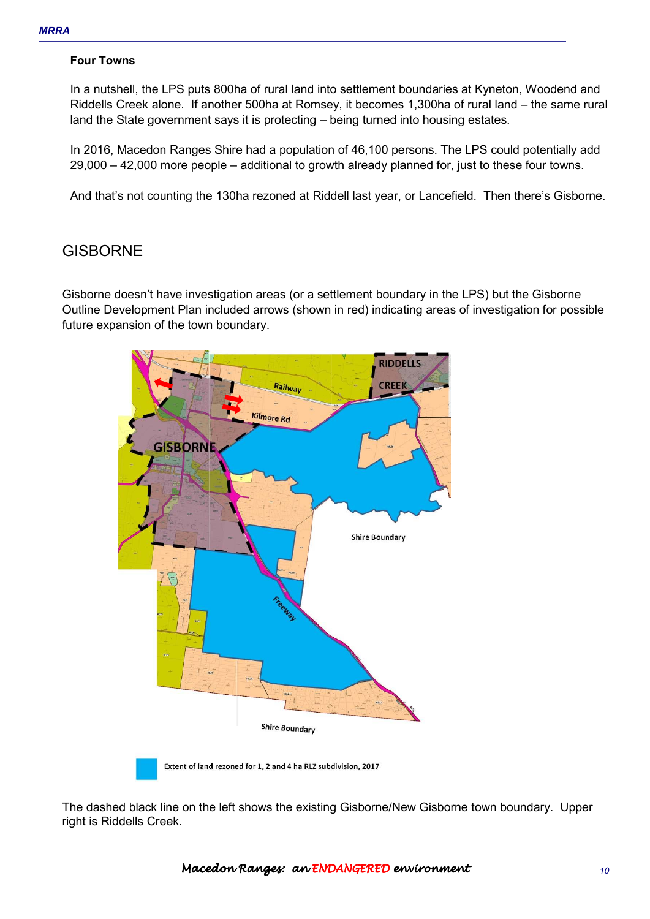**Four Towns**

In a nutshell, the LPS puts 800ha of rural land into settlement boundaries at Kyneton, Woodend and Riddells Creek alone. If another 500ha at Romsey, it becomes 1,300ha of rural land – the same rural land the State government says it is protecting – being turned into housing estates.

In 2016, Macedon Ranges Shire had a population of 46,100 persons. The LPS could potentially add 29,000 – 42,000 more people – additional to growth already planned for, just to these four towns.

And that's not counting the 130ha rezoned at Riddell last year, or Lancefield. Then there's Gisborne.

# GISBORNE

Gisborne doesn't have investigation areas (or a settlement boundary in the LPS) but the Gisborne Outline Development Plan included arrows (shown in red) indicating areas of investigation for possible future expansion of the town boundary.

Extent of land rezoned for 1, 2 and 4 ha RLZ subdivision, 2017

The dashed black line on the left shows the existing Gisborne/New Gisborne town boundary. Upper right is Riddells Creek.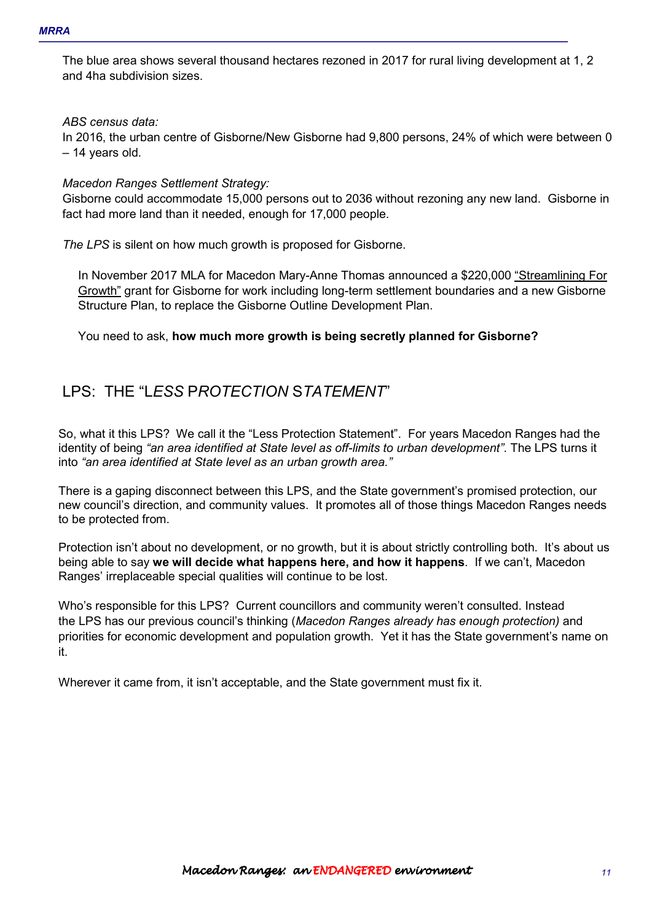The blue area shows several thousand hectares rezoned in 2017 for rural living development at 1, 2 and 4ha subdivision sizes.

*ABS census data:*
In 2016, the urban centre of Gisborne/New Gisborne had 9,800 persons, 24% of which were between 0 – 14 years old.

*Macedon Ranges Settlement Strategy:*
Gisborne could accommodate 15,000 persons out to 2036 without rezoning any new land. Gisborne in fact had more land than it needed, enough for 17,000 people.

*The LPS* is silent on how much growth is proposed for Gisborne.

In November 2017 MLA for Macedon Mary-Anne Thomas announced a $220,000 "Streamlining For Growth" grant for Gisborne for work including long-term settlement boundaries and a new Gisborne Structure Plan, to replace the Gisborne Outline Development Plan.

You need to ask, **how much more growth is being secretly planned for Gisborne?**

## LPS: THE "L*ESS* P*ROTECTION* S*TATEMENT*"

So, what it this LPS? We call it the "Less Protection Statement". For years Macedon Ranges had the identity of being *"an area identified at State level as off-limits to urban development"*. The LPS turns it into *"an area identified at State level as an urban growth area."*

There is a gaping disconnect between this LPS, and the State government's promised protection, our new council's direction, and community values. It promotes all of those things Macedon Ranges needs to be protected from.

Protection isn't about no development, or no growth, but it is about strictly controlling both. It's about us being able to say **we will decide what happens here, and how it happens**. If we can't, Macedon Ranges' irreplaceable special qualities will continue to be lost.

Who's responsible for this LPS? Current councillors and community weren't consulted. Instead the LPS has our previous council's thinking (*Macedon Ranges already has enough protection)* and priorities for economic development and population growth. Yet it has the State government's name on it.

Wherever it came from, it isn't acceptable, and the State government must fix it.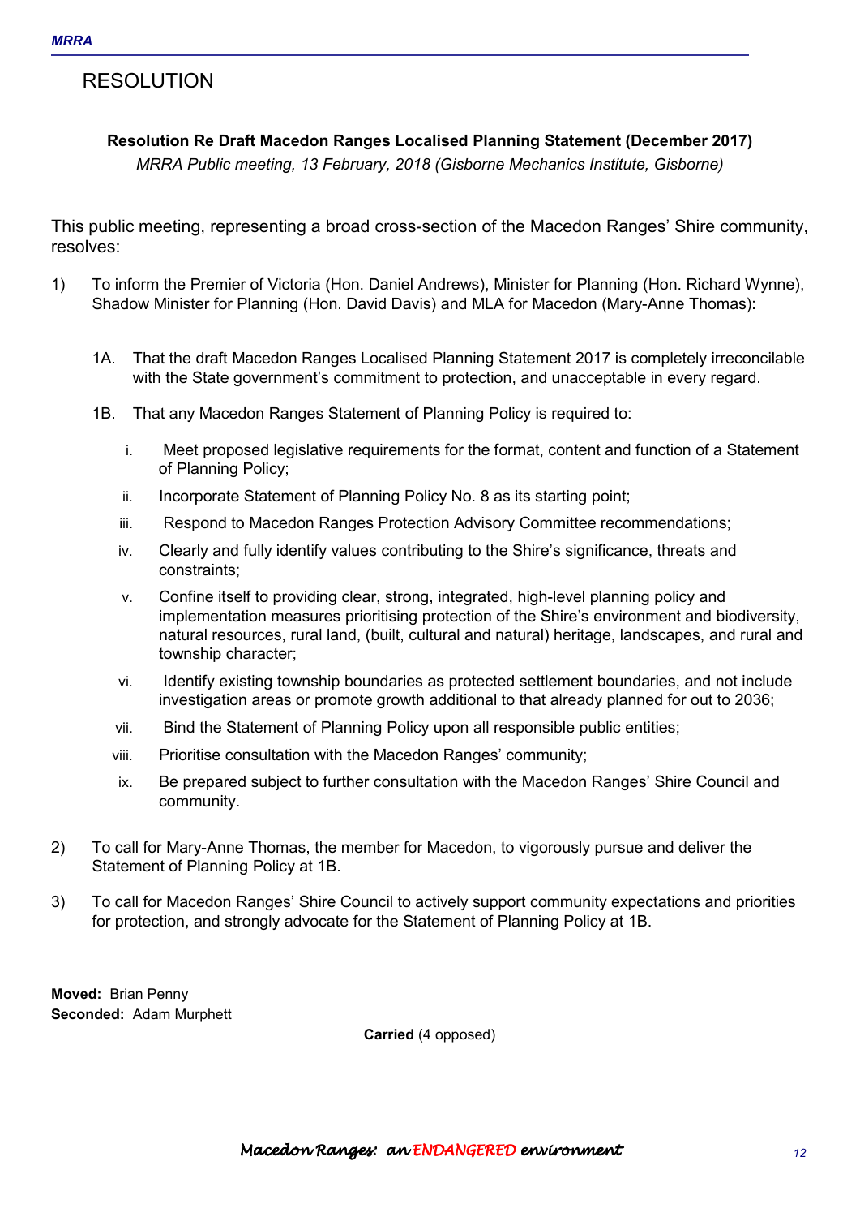# RESOLUTION

**Resolution Re Draft Macedon Ranges Localised Planning Statement (December 2017)**

*MRRA Public meeting, 13 February, 2018 (Gisborne Mechanics Institute, Gisborne)*

This public meeting, representing a broad cross-section of the Macedon Ranges' Shire community, resolves:

1) To inform the Premier of Victoria (Hon. Daniel Andrews), Minister for Planning (Hon. Richard Wynne), Shadow Minister for Planning (Hon. David Davis) and MLA for Macedon (Mary-Anne Thomas):

   1A. That the draft Macedon Ranges Localised Planning Statement 2017 is completely irreconcilable with the State government's commitment to protection, and unacceptable in every regard.

   1B. That any Macedon Ranges Statement of Planning Policy is required to:

   i. Meet proposed legislative requirements for the format, content and function of a Statement of Planning Policy;

   ii. Incorporate Statement of Planning Policy No. 8 as its starting point;

   iii. Respond to Macedon Ranges Protection Advisory Committee recommendations;

   iv. Clearly and fully identify values contributing to the Shire's significance, threats and constraints;

   v. Confine itself to providing clear, strong, integrated, high-level planning policy and implementation measures prioritising protection of the Shire's environment and biodiversity, natural resources, rural land, (built, cultural and natural) heritage, landscapes, and rural and township character;

   vi. Identify existing township boundaries as protected settlement boundaries, and not include investigation areas or promote growth additional to that already planned for out to 2036;

   vii. Bind the Statement of Planning Policy upon all responsible public entities;

   viii. Prioritise consultation with the Macedon Ranges' community;

   ix. Be prepared subject to further consultation with the Macedon Ranges' Shire Council and community.

2) To call for Mary-Anne Thomas, the member for Macedon, to vigorously pursue and deliver the Statement of Planning Policy at 1B.

3) To call for Macedon Ranges' Shire Council to actively support community expectations and priorities for protection, and strongly advocate for the Statement of Planning Policy at 1B.

**Moved:** Brian Penny
**Seconded:** Adam Murphett

**Carried** (4 opposed)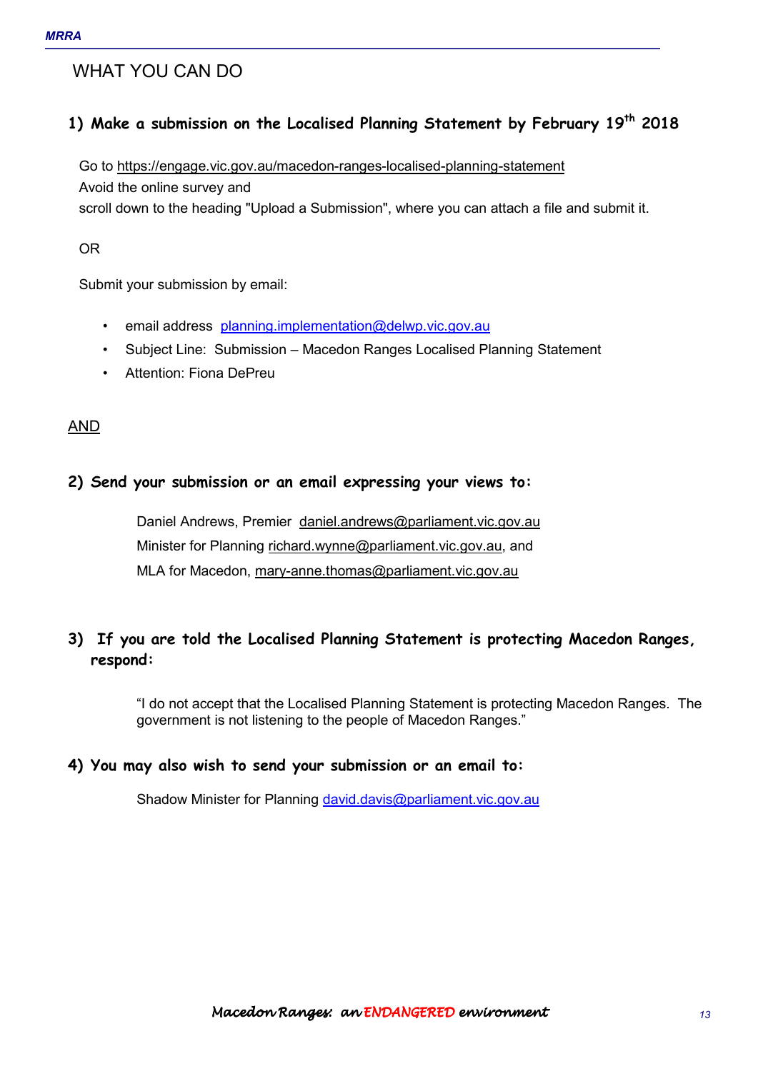# WHAT YOU CAN DO

## 1) Make a submission on the Localised Planning Statement by February 19th 2018

Go to https://engage.vic.gov.au/macedon-ranges-localised-planning-statement
Avoid the online survey and
scroll down to the heading "Upload a Submission", where you can attach a file and submit it.

OR

Submit your submission by email:

- email address planning.implementation@delwp.vic.gov.au
- Subject Line: Submission – Macedon Ranges Localised Planning Statement
- Attention: Fiona DePreu

AND

## 2) Send your submission or an email expressing your views to:

Daniel Andrews, Premier daniel.andrews@parliament.vic.gov.au
Minister for Planning richard.wynne@parliament.vic.gov.au, and
MLA for Macedon, mary-anne.thomas@parliament.vic.gov.au

## 3) If you are told the Localised Planning Statement is protecting Macedon Ranges, respond:

"I do not accept that the Localised Planning Statement is protecting Macedon Ranges. The government is not listening to the people of Macedon Ranges."

## 4) You may also wish to send your submission or an email to:

Shadow Minister for Planning david.davis@parliament.vic.gov.au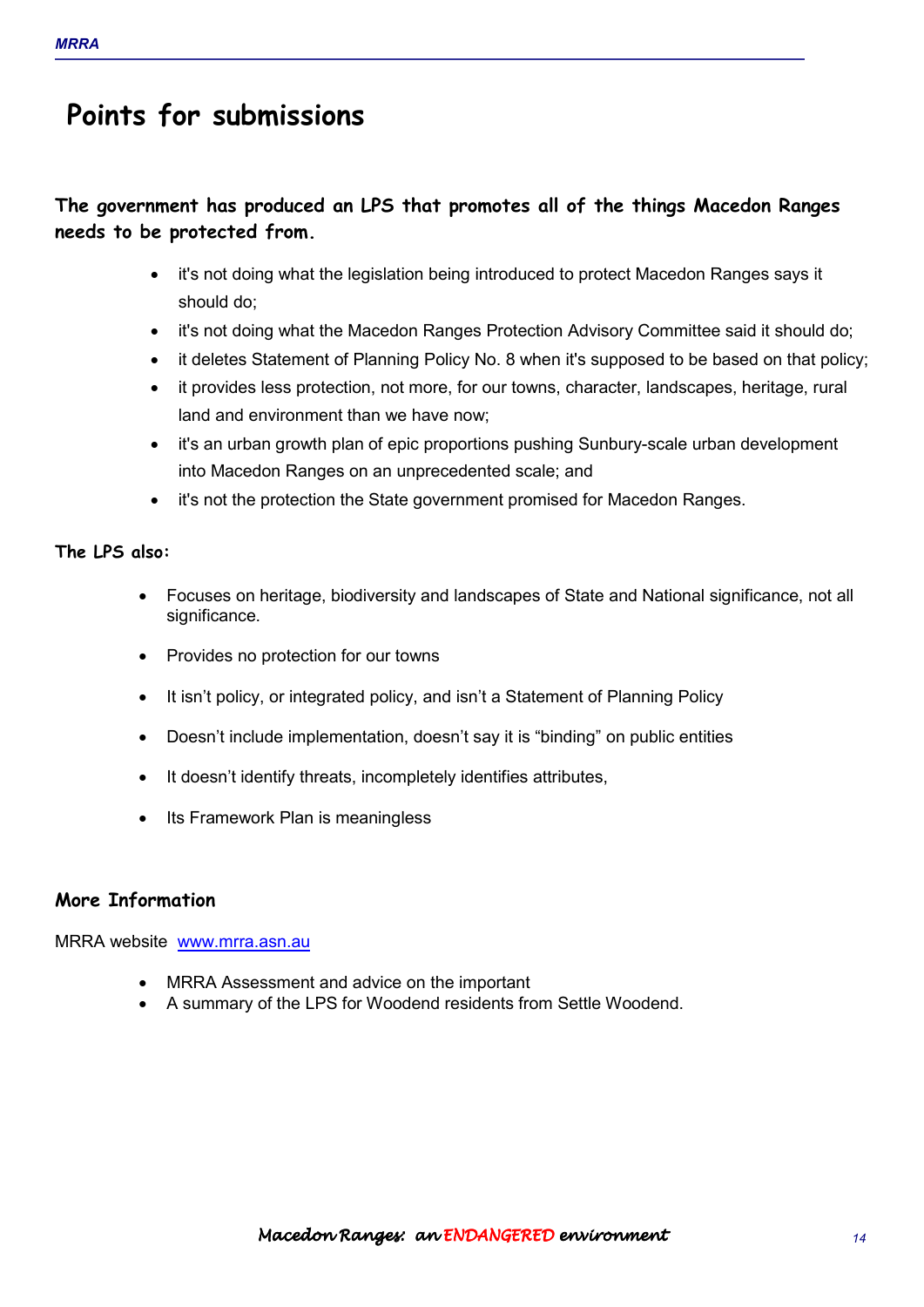# Points for submissions

**The government has produced an LPS that promotes all of the things Macedon Ranges needs to be protected from.**

- it's not doing what the legislation being introduced to protect Macedon Ranges says it should do;
- it's not doing what the Macedon Ranges Protection Advisory Committee said it should do;
- it deletes Statement of Planning Policy No. 8 when it's supposed to be based on that policy;
- it provides less protection, not more, for our towns, character, landscapes, heritage, rural land and environment than we have now;
- it's an urban growth plan of epic proportions pushing Sunbury-scale urban development into Macedon Ranges on an unprecedented scale; and
- it's not the protection the State government promised for Macedon Ranges.

**The LPS also:**

- Focuses on heritage, biodiversity and landscapes of State and National significance, not all significance.
- Provides no protection for our towns
- It isn't policy, or integrated policy, and isn't a Statement of Planning Policy
- Doesn't include implementation, doesn't say it is "binding" on public entities
- It doesn't identify threats, incompletely identifies attributes,
- Its Framework Plan is meaningless

## More Information

MRRA website www.mrra.asn.au

- MRRA Assessment and advice on the important
- A summary of the LPS for Woodend residents from Settle Woodend.